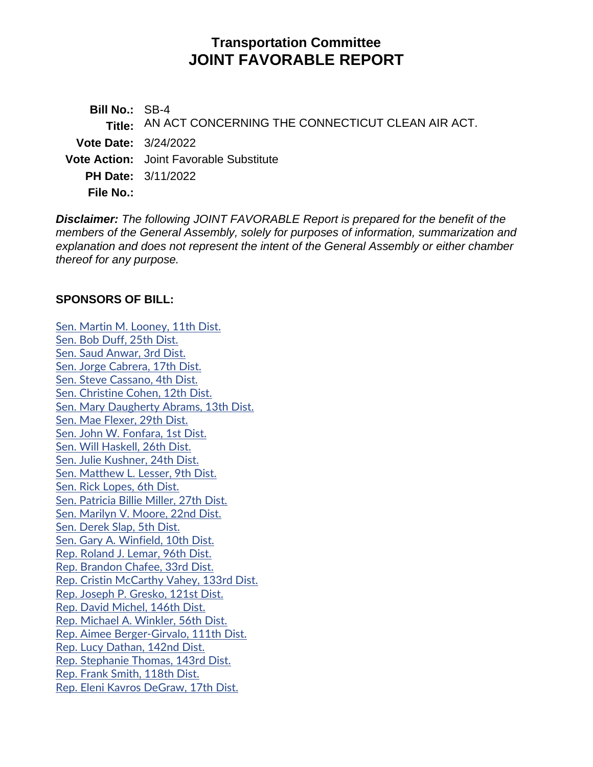# Transportation Committee
# JOINT FAVORABLE REPORT

**Bill No.:** SB-4
**Title:** AN ACT CONCERNING THE CONNECTICUT CLEAN AIR ACT.
**Vote Date:** 3/24/2022
**Vote Action:** Joint Favorable Substitute
**PH Date:** 3/11/2022
**File No.:**

***Disclaimer:*** *The following JOINT FAVORABLE Report is prepared for the benefit of the members of the General Assembly, solely for purposes of information, summarization and explanation and does not represent the intent of the General Assembly or either chamber thereof for any purpose.*

**SPONSORS OF BILL:**

Sen. Martin M. Looney, 11th Dist.
Sen. Bob Duff, 25th Dist.
Sen. Saud Anwar, 3rd Dist.
Sen. Jorge Cabrera, 17th Dist.
Sen. Steve Cassano, 4th Dist.
Sen. Christine Cohen, 12th Dist.
Sen. Mary Daugherty Abrams, 13th Dist.
Sen. Mae Flexer, 29th Dist.
Sen. John W. Fonfara, 1st Dist.
Sen. Will Haskell, 26th Dist.
Sen. Julie Kushner, 24th Dist.
Sen. Matthew L. Lesser, 9th Dist.
Sen. Rick Lopes, 6th Dist.
Sen. Patricia Billie Miller, 27th Dist.
Sen. Marilyn V. Moore, 22nd Dist.
Sen. Derek Slap, 5th Dist.
Sen. Gary A. Winfield, 10th Dist.
Rep. Roland J. Lemar, 96th Dist.
Rep. Brandon Chafee, 33rd Dist.
Rep. Cristin McCarthy Vahey, 133rd Dist.
Rep. Joseph P. Gresko, 121st Dist.
Rep. David Michel, 146th Dist.
Rep. Michael A. Winkler, 56th Dist.
Rep. Aimee Berger-Girvalo, 111th Dist.
Rep. Lucy Dathan, 142nd Dist.
Rep. Stephanie Thomas, 143rd Dist.
Rep. Frank Smith, 118th Dist.
Rep. Eleni Kavros DeGraw, 17th Dist.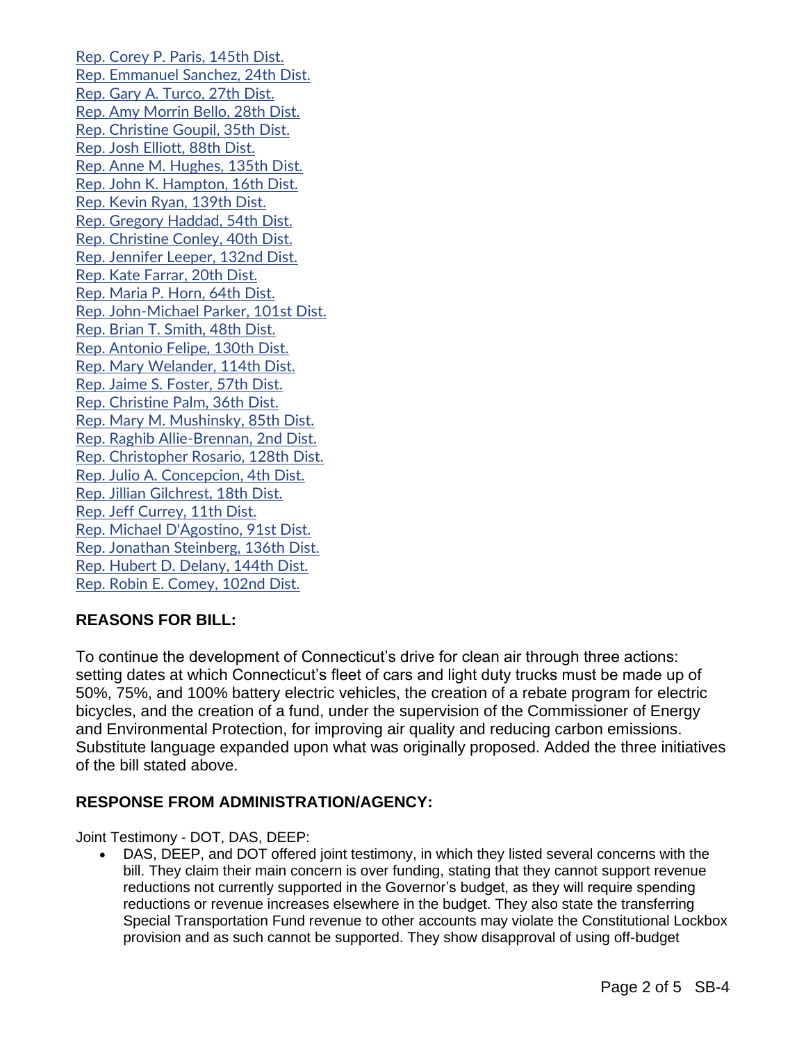Rep. Corey P. Paris, 145th Dist.
Rep. Emmanuel Sanchez, 24th Dist.
Rep. Gary A. Turco, 27th Dist.
Rep. Amy Morrin Bello, 28th Dist.
Rep. Christine Goupil, 35th Dist.
Rep. Josh Elliott, 88th Dist.
Rep. Anne M. Hughes, 135th Dist.
Rep. John K. Hampton, 16th Dist.
Rep. Kevin Ryan, 139th Dist.
Rep. Gregory Haddad, 54th Dist.
Rep. Christine Conley, 40th Dist.
Rep. Jennifer Leeper, 132nd Dist.
Rep. Kate Farrar, 20th Dist.
Rep. Maria P. Horn, 64th Dist.
Rep. John-Michael Parker, 101st Dist.
Rep. Brian T. Smith, 48th Dist.
Rep. Antonio Felipe, 130th Dist.
Rep. Mary Welander, 114th Dist.
Rep. Jaime S. Foster, 57th Dist.
Rep. Christine Palm, 36th Dist.
Rep. Mary M. Mushinsky, 85th Dist.
Rep. Raghib Allie-Brennan, 2nd Dist.
Rep. Christopher Rosario, 128th Dist.
Rep. Julio A. Concepcion, 4th Dist.
Rep. Jillian Gilchrest, 18th Dist.
Rep. Jeff Currey, 11th Dist.
Rep. Michael D'Agostino, 91st Dist.
Rep. Jonathan Steinberg, 136th Dist.
Rep. Hubert D. Delany, 144th Dist.
Rep. Robin E. Comey, 102nd Dist.

## REASONS FOR BILL:

To continue the development of Connecticut's drive for clean air through three actions: setting dates at which Connecticut's fleet of cars and light duty trucks must be made up of 50%, 75%, and 100% battery electric vehicles, the creation of a rebate program for electric bicycles, and the creation of a fund, under the supervision of the Commissioner of Energy and Environmental Protection, for improving air quality and reducing carbon emissions. Substitute language expanded upon what was originally proposed. Added the three initiatives of the bill stated above.

## RESPONSE FROM ADMINISTRATION/AGENCY:

Joint Testimony - DOT, DAS, DEEP:

- DAS, DEEP, and DOT offered joint testimony, in which they listed several concerns with the bill. They claim their main concern is over funding, stating that they cannot support revenue reductions not currently supported in the Governor's budget, as they will require spending reductions or revenue increases elsewhere in the budget. They also state the transferring Special Transportation Fund revenue to other accounts may violate the Constitutional Lockbox provision and as such cannot be supported. They show disapproval of using off-budget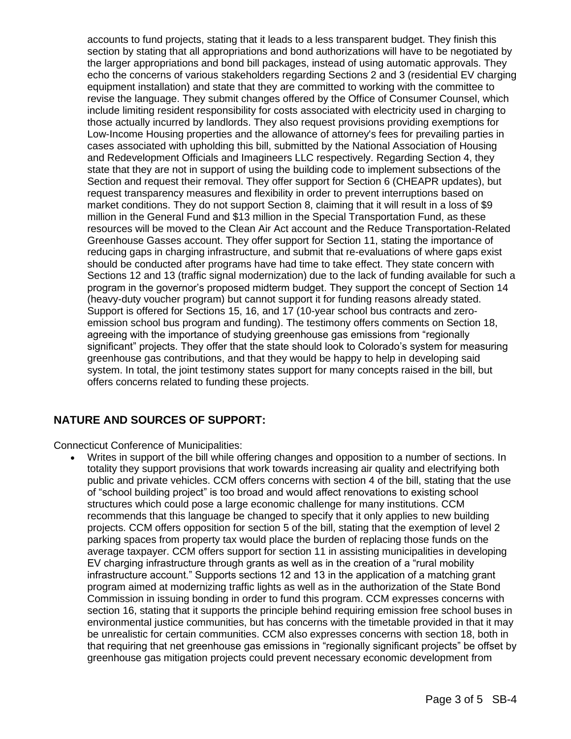accounts to fund projects, stating that it leads to a less transparent budget. They finish this section by stating that all appropriations and bond authorizations will have to be negotiated by the larger appropriations and bond bill packages, instead of using automatic approvals. They echo the concerns of various stakeholders regarding Sections 2 and 3 (residential EV charging equipment installation) and state that they are committed to working with the committee to revise the language. They submit changes offered by the Office of Consumer Counsel, which include limiting resident responsibility for costs associated with electricity used in charging to those actually incurred by landlords. They also request provisions providing exemptions for Low-Income Housing properties and the allowance of attorney's fees for prevailing parties in cases associated with upholding this bill, submitted by the National Association of Housing and Redevelopment Officials and Imagineers LLC respectively. Regarding Section 4, they state that they are not in support of using the building code to implement subsections of the Section and request their removal. They offer support for Section 6 (CHEAPR updates), but request transparency measures and flexibility in order to prevent interruptions based on market conditions. They do not support Section 8, claiming that it will result in a loss of $9 million in the General Fund and $13 million in the Special Transportation Fund, as these resources will be moved to the Clean Air Act account and the Reduce Transportation-Related Greenhouse Gasses account. They offer support for Section 11, stating the importance of reducing gaps in charging infrastructure, and submit that re-evaluations of where gaps exist should be conducted after programs have had time to take effect. They state concern with Sections 12 and 13 (traffic signal modernization) due to the lack of funding available for such a program in the governor's proposed midterm budget. They support the concept of Section 14 (heavy-duty voucher program) but cannot support it for funding reasons already stated. Support is offered for Sections 15, 16, and 17 (10-year school bus contracts and zero-emission school bus program and funding). The testimony offers comments on Section 18, agreeing with the importance of studying greenhouse gas emissions from "regionally significant" projects. They offer that the state should look to Colorado's system for measuring greenhouse gas contributions, and that they would be happy to help in developing said system. In total, the joint testimony states support for many concepts raised in the bill, but offers concerns related to funding these projects.

## NATURE AND SOURCES OF SUPPORT:

Connecticut Conference of Municipalities:

- Writes in support of the bill while offering changes and opposition to a number of sections. In totality they support provisions that work towards increasing air quality and electrifying both public and private vehicles. CCM offers concerns with section 4 of the bill, stating that the use of "school building project" is too broad and would affect renovations to existing school structures which could pose a large economic challenge for many institutions. CCM recommends that this language be changed to specify that it only applies to new building projects. CCM offers opposition for section 5 of the bill, stating that the exemption of level 2 parking spaces from property tax would place the burden of replacing those funds on the average taxpayer. CCM offers support for section 11 in assisting municipalities in developing EV charging infrastructure through grants as well as in the creation of a "rural mobility infrastructure account." Supports sections 12 and 13 in the application of a matching grant program aimed at modernizing traffic lights as well as in the authorization of the State Bond Commission in issuing bonding in order to fund this program. CCM expresses concerns with section 16, stating that it supports the principle behind requiring emission free school buses in environmental justice communities, but has concerns with the timetable provided in that it may be unrealistic for certain communities. CCM also expresses concerns with section 18, both in that requiring that net greenhouse gas emissions in "regionally significant projects" be offset by greenhouse gas mitigation projects could prevent necessary economic development from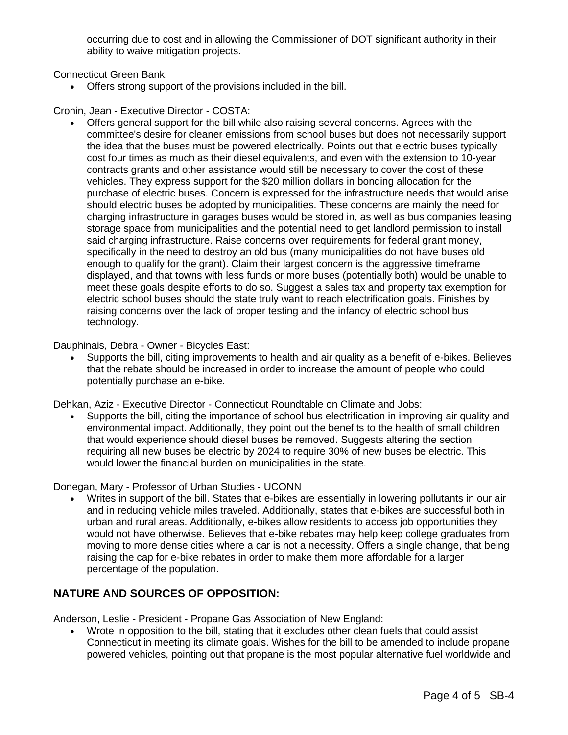occurring due to cost and in allowing the Commissioner of DOT significant authority in their ability to waive mitigation projects.

Connecticut Green Bank:

- Offers strong support of the provisions included in the bill.

Cronin, Jean - Executive Director - COSTA:

- Offers general support for the bill while also raising several concerns. Agrees with the committee's desire for cleaner emissions from school buses but does not necessarily support the idea that the buses must be powered electrically. Points out that electric buses typically cost four times as much as their diesel equivalents, and even with the extension to 10-year contracts grants and other assistance would still be necessary to cover the cost of these vehicles. They express support for the $20 million dollars in bonding allocation for the purchase of electric buses. Concern is expressed for the infrastructure needs that would arise should electric buses be adopted by municipalities. These concerns are mainly the need for charging infrastructure in garages buses would be stored in, as well as bus companies leasing storage space from municipalities and the potential need to get landlord permission to install said charging infrastructure. Raise concerns over requirements for federal grant money, specifically in the need to destroy an old bus (many municipalities do not have buses old enough to qualify for the grant). Claim their largest concern is the aggressive timeframe displayed, and that towns with less funds or more buses (potentially both) would be unable to meet these goals despite efforts to do so. Suggest a sales tax and property tax exemption for electric school buses should the state truly want to reach electrification goals. Finishes by raising concerns over the lack of proper testing and the infancy of electric school bus technology.

Dauphinais, Debra - Owner - Bicycles East:

- Supports the bill, citing improvements to health and air quality as a benefit of e-bikes. Believes that the rebate should be increased in order to increase the amount of people who could potentially purchase an e-bike.

Dehkan, Aziz - Executive Director - Connecticut Roundtable on Climate and Jobs:

- Supports the bill, citing the importance of school bus electrification in improving air quality and environmental impact. Additionally, they point out the benefits to the health of small children that would experience should diesel buses be removed. Suggests altering the section requiring all new buses be electric by 2024 to require 30% of new buses be electric. This would lower the financial burden on municipalities in the state.

Donegan, Mary - Professor of Urban Studies - UCONN

- Writes in support of the bill. States that e-bikes are essentially in lowering pollutants in our air and in reducing vehicle miles traveled. Additionally, states that e-bikes are successful both in urban and rural areas. Additionally, e-bikes allow residents to access job opportunities they would not have otherwise. Believes that e-bike rebates may help keep college graduates from moving to more dense cities where a car is not a necessity. Offers a single change, that being raising the cap for e-bike rebates in order to make them more affordable for a larger percentage of the population.

## NATURE AND SOURCES OF OPPOSITION:

Anderson, Leslie - President - Propane Gas Association of New England:

- Wrote in opposition to the bill, stating that it excludes other clean fuels that could assist Connecticut in meeting its climate goals. Wishes for the bill to be amended to include propane powered vehicles, pointing out that propane is the most popular alternative fuel worldwide and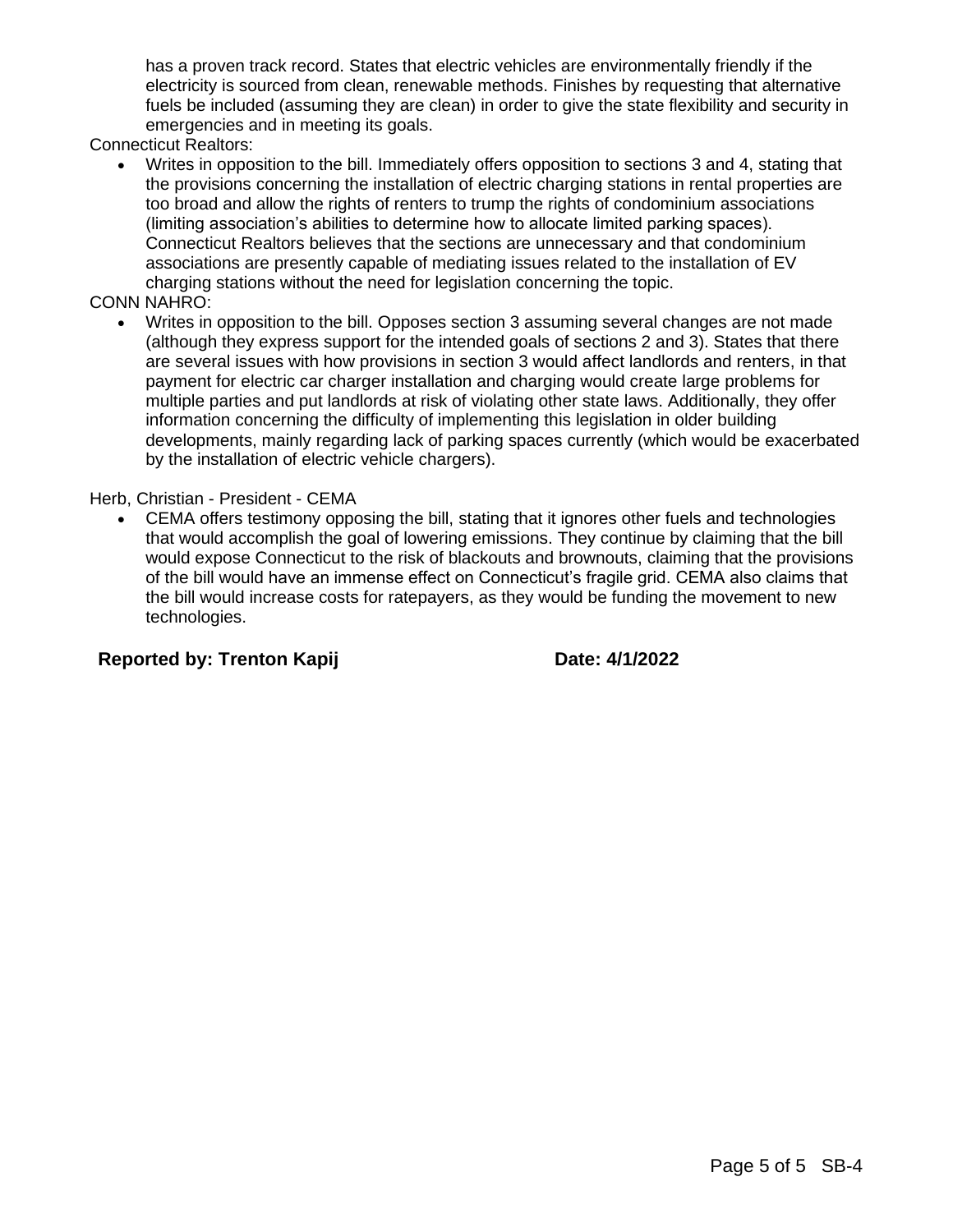has a proven track record. States that electric vehicles are environmentally friendly if the electricity is sourced from clean, renewable methods. Finishes by requesting that alternative fuels be included (assuming they are clean) in order to give the state flexibility and security in emergencies and in meeting its goals.

Connecticut Realtors:

- Writes in opposition to the bill. Immediately offers opposition to sections 3 and 4, stating that the provisions concerning the installation of electric charging stations in rental properties are too broad and allow the rights of renters to trump the rights of condominium associations (limiting association's abilities to determine how to allocate limited parking spaces). Connecticut Realtors believes that the sections are unnecessary and that condominium associations are presently capable of mediating issues related to the installation of EV charging stations without the need for legislation concerning the topic.

CONN NAHRO:

- Writes in opposition to the bill. Opposes section 3 assuming several changes are not made (although they express support for the intended goals of sections 2 and 3). States that there are several issues with how provisions in section 3 would affect landlords and renters, in that payment for electric car charger installation and charging would create large problems for multiple parties and put landlords at risk of violating other state laws. Additionally, they offer information concerning the difficulty of implementing this legislation in older building developments, mainly regarding lack of parking spaces currently (which would be exacerbated by the installation of electric vehicle chargers).

Herb, Christian - President - CEMA

- CEMA offers testimony opposing the bill, stating that it ignores other fuels and technologies that would accomplish the goal of lowering emissions. They continue by claiming that the bill would expose Connecticut to the risk of blackouts and brownouts, claiming that the provisions of the bill would have an immense effect on Connecticut's fragile grid. CEMA also claims that the bill would increase costs for ratepayers, as they would be funding the movement to new technologies.

**Reported by: Trenton Kapij** **Date: 4/1/2022**